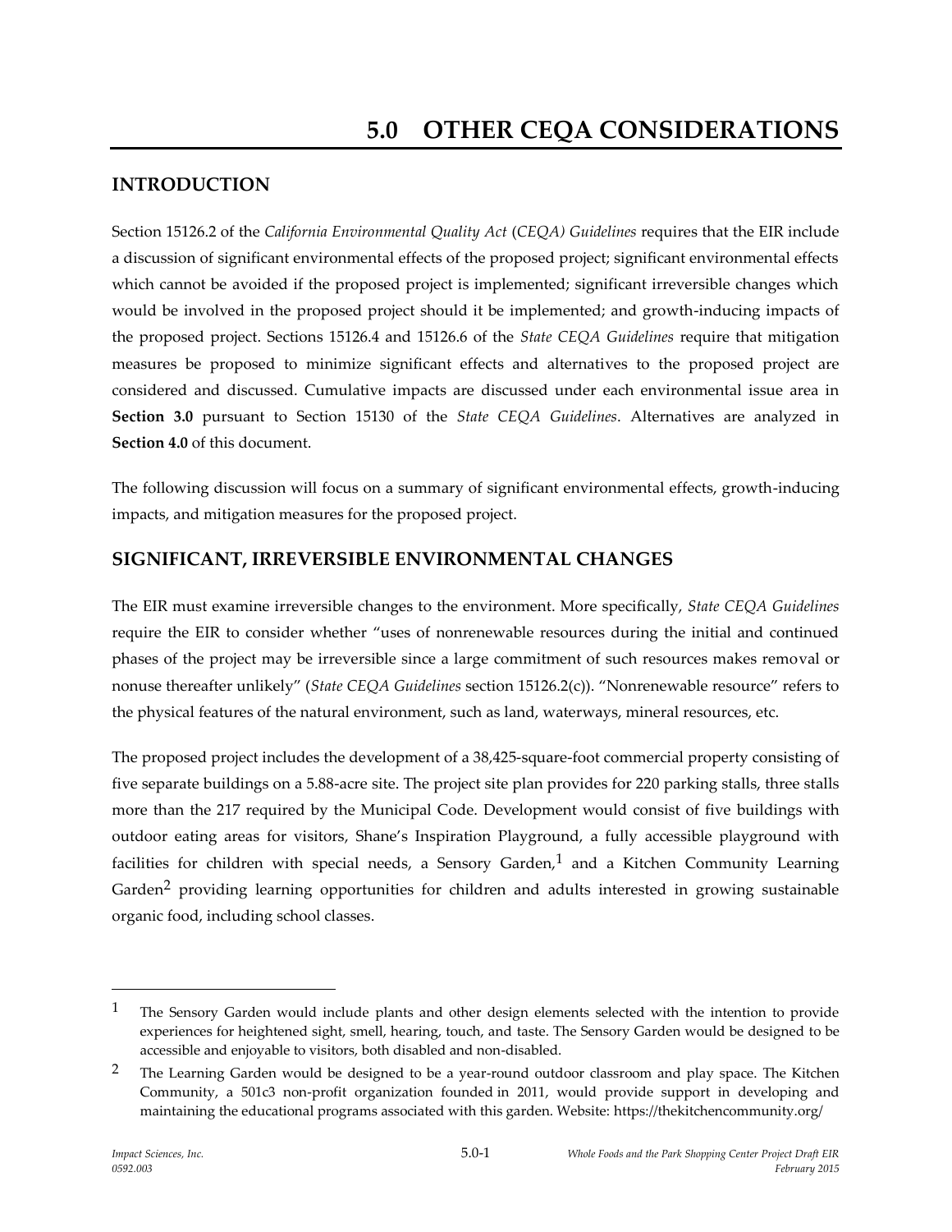# 5.0 OTHER CEQA CONSIDERATIONS

## INTRODUCTION

Section 15126.2 of the *California Environmental Quality Act* (*CEQA) Guidelines* requires that the EIR include a discussion of significant environmental effects of the proposed project; significant environmental effects which cannot be avoided if the proposed project is implemented; significant irreversible changes which would be involved in the proposed project should it be implemented; and growth-inducing impacts of the proposed project. Sections 15126.4 and 15126.6 of the *State CEQA Guidelines* require that mitigation measures be proposed to minimize significant effects and alternatives to the proposed project are considered and discussed. Cumulative impacts are discussed under each environmental issue area in **Section 3.0** pursuant to Section 15130 of the *State CEQA Guidelines*. Alternatives are analyzed in **Section 4.0** of this document.

The following discussion will focus on a summary of significant environmental effects, growth-inducing impacts, and mitigation measures for the proposed project.

## SIGNIFICANT, IRREVERSIBLE ENVIRONMENTAL CHANGES

The EIR must examine irreversible changes to the environment. More specifically, *State CEQA Guidelines* require the EIR to consider whether "uses of nonrenewable resources during the initial and continued phases of the project may be irreversible since a large commitment of such resources makes removal or nonuse thereafter unlikely" (*State CEQA Guidelines* section 15126.2(c)). "Nonrenewable resource" refers to the physical features of the natural environment, such as land, waterways, mineral resources, etc.

The proposed project includes the development of a 38,425-square-foot commercial property consisting of five separate buildings on a 5.88-acre site. The project site plan provides for 220 parking stalls, three stalls more than the 217 required by the Municipal Code. Development would consist of five buildings with outdoor eating areas for visitors, Shane's Inspiration Playground, a fully accessible playground with facilities for children with special needs, a Sensory Garden,[1] and a Kitchen Community Learning Garden[2] providing learning opportunities for children and adults interested in growing sustainable organic food, including school classes.

---

[1] The Sensory Garden would include plants and other design elements selected with the intention to provide experiences for heightened sight, smell, hearing, touch, and taste. The Sensory Garden would be designed to be accessible and enjoyable to visitors, both disabled and non-disabled.

[2] The Learning Garden would be designed to be a year-round outdoor classroom and play space. The Kitchen Community, a 501c3 non-profit organization founded in 2011, would provide support in developing and maintaining the educational programs associated with this garden. Website: https://thekitchencommunity.org/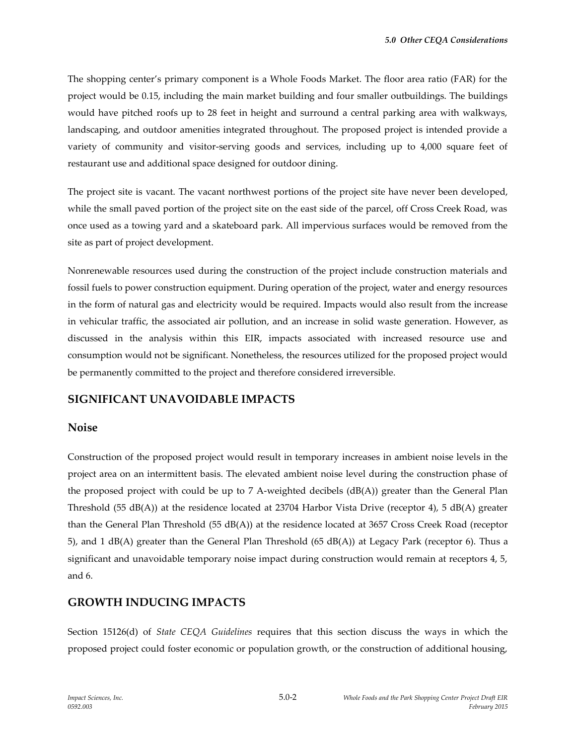The shopping center's primary component is a Whole Foods Market. The floor area ratio (FAR) for the project would be 0.15, including the main market building and four smaller outbuildings. The buildings would have pitched roofs up to 28 feet in height and surround a central parking area with walkways, landscaping, and outdoor amenities integrated throughout. The proposed project is intended provide a variety of community and visitor-serving goods and services, including up to 4,000 square feet of restaurant use and additional space designed for outdoor dining.

The project site is vacant. The vacant northwest portions of the project site have never been developed, while the small paved portion of the project site on the east side of the parcel, off Cross Creek Road, was once used as a towing yard and a skateboard park. All impervious surfaces would be removed from the site as part of project development.

Nonrenewable resources used during the construction of the project include construction materials and fossil fuels to power construction equipment. During operation of the project, water and energy resources in the form of natural gas and electricity would be required. Impacts would also result from the increase in vehicular traffic, the associated air pollution, and an increase in solid waste generation. However, as discussed in the analysis within this EIR, impacts associated with increased resource use and consumption would not be significant. Nonetheless, the resources utilized for the proposed project would be permanently committed to the project and therefore considered irreversible.

## SIGNIFICANT UNAVOIDABLE IMPACTS

### Noise

Construction of the proposed project would result in temporary increases in ambient noise levels in the project area on an intermittent basis. The elevated ambient noise level during the construction phase of the proposed project with could be up to 7 A-weighted decibels (dB(A)) greater than the General Plan Threshold (55 dB(A)) at the residence located at 23704 Harbor Vista Drive (receptor 4), 5 dB(A) greater than the General Plan Threshold (55 dB(A)) at the residence located at 3657 Cross Creek Road (receptor 5), and 1 dB(A) greater than the General Plan Threshold (65 dB(A)) at Legacy Park (receptor 6). Thus a significant and unavoidable temporary noise impact during construction would remain at receptors 4, 5, and 6.

## GROWTH INDUCING IMPACTS

Section 15126(d) of *State CEQA Guidelines* requires that this section discuss the ways in which the proposed project could foster economic or population growth, or the construction of additional housing,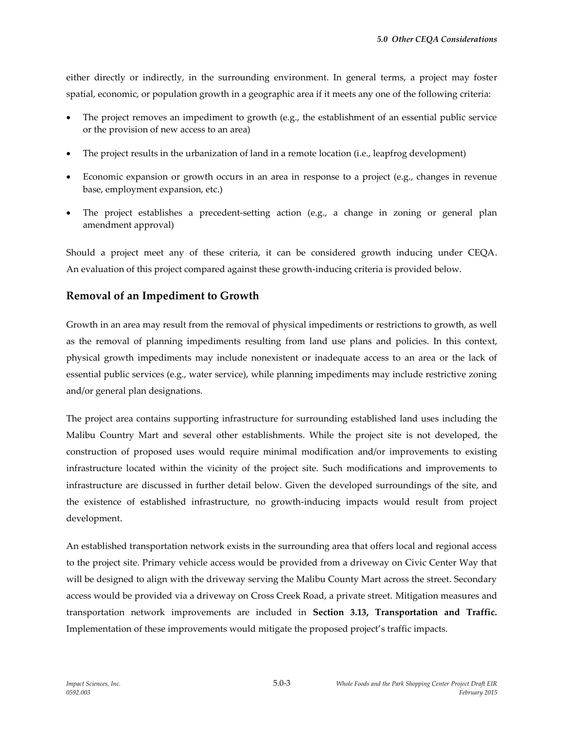either directly or indirectly, in the surrounding environment. In general terms, a project may foster spatial, economic, or population growth in a geographic area if it meets any one of the following criteria:

- The project removes an impediment to growth (e.g., the establishment of an essential public service or the provision of new access to an area)
- The project results in the urbanization of land in a remote location (i.e., leapfrog development)
- Economic expansion or growth occurs in an area in response to a project (e.g., changes in revenue base, employment expansion, etc.)
- The project establishes a precedent-setting action (e.g., a change in zoning or general plan amendment approval)

Should a project meet any of these criteria, it can be considered growth inducing under CEQA. An evaluation of this project compared against these growth-inducing criteria is provided below.

## Removal of an Impediment to Growth

Growth in an area may result from the removal of physical impediments or restrictions to growth, as well as the removal of planning impediments resulting from land use plans and policies. In this context, physical growth impediments may include nonexistent or inadequate access to an area or the lack of essential public services (e.g., water service), while planning impediments may include restrictive zoning and/or general plan designations.

The project area contains supporting infrastructure for surrounding established land uses including the Malibu Country Mart and several other establishments. While the project site is not developed, the construction of proposed uses would require minimal modification and/or improvements to existing infrastructure located within the vicinity of the project site. Such modifications and improvements to infrastructure are discussed in further detail below. Given the developed surroundings of the site, and the existence of established infrastructure, no growth-inducing impacts would result from project development.

An established transportation network exists in the surrounding area that offers local and regional access to the project site. Primary vehicle access would be provided from a driveway on Civic Center Way that will be designed to align with the driveway serving the Malibu County Mart across the street. Secondary access would be provided via a driveway on Cross Creek Road, a private street. Mitigation measures and transportation network improvements are included in **Section 3.13, Transportation and Traffic.** Implementation of these improvements would mitigate the proposed project's traffic impacts.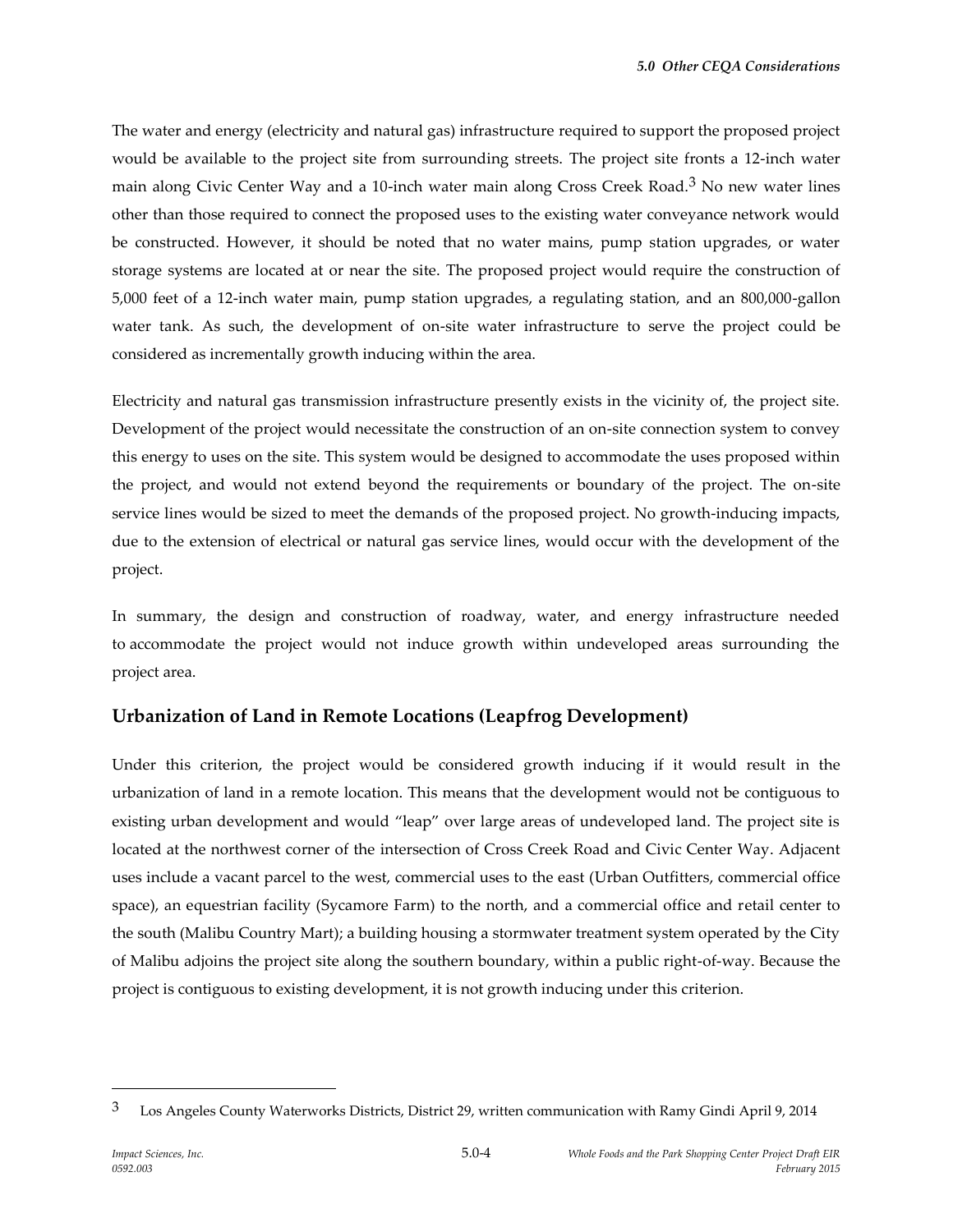The water and energy (electricity and natural gas) infrastructure required to support the proposed project would be available to the project site from surrounding streets. The project site fronts a 12-inch water main along Civic Center Way and a 10-inch water main along Cross Creek Road.[3] No new water lines other than those required to connect the proposed uses to the existing water conveyance network would be constructed. However, it should be noted that no water mains, pump station upgrades, or water storage systems are located at or near the site. The proposed project would require the construction of 5,000 feet of a 12-inch water main, pump station upgrades, a regulating station, and an 800,000-gallon water tank. As such, the development of on-site water infrastructure to serve the project could be considered as incrementally growth inducing within the area.

Electricity and natural gas transmission infrastructure presently exists in the vicinity of, the project site. Development of the project would necessitate the construction of an on-site connection system to convey this energy to uses on the site. This system would be designed to accommodate the uses proposed within the project, and would not extend beyond the requirements or boundary of the project. The on-site service lines would be sized to meet the demands of the proposed project. No growth-inducing impacts, due to the extension of electrical or natural gas service lines, would occur with the development of the project.

In summary, the design and construction of roadway, water, and energy infrastructure needed to accommodate the project would not induce growth within undeveloped areas surrounding the project area.

## Urbanization of Land in Remote Locations (Leapfrog Development)

Under this criterion, the project would be considered growth inducing if it would result in the urbanization of land in a remote location. This means that the development would not be contiguous to existing urban development and would "leap" over large areas of undeveloped land. The project site is located at the northwest corner of the intersection of Cross Creek Road and Civic Center Way. Adjacent uses include a vacant parcel to the west, commercial uses to the east (Urban Outfitters, commercial office space), an equestrian facility (Sycamore Farm) to the north, and a commercial office and retail center to the south (Malibu Country Mart); a building housing a stormwater treatment system operated by the City of Malibu adjoins the project site along the southern boundary, within a public right-of-way. Because the project is contiguous to existing development, it is not growth inducing under this criterion.

---

[3] Los Angeles County Waterworks Districts, District 29, written communication with Ramy Gindi April 9, 2014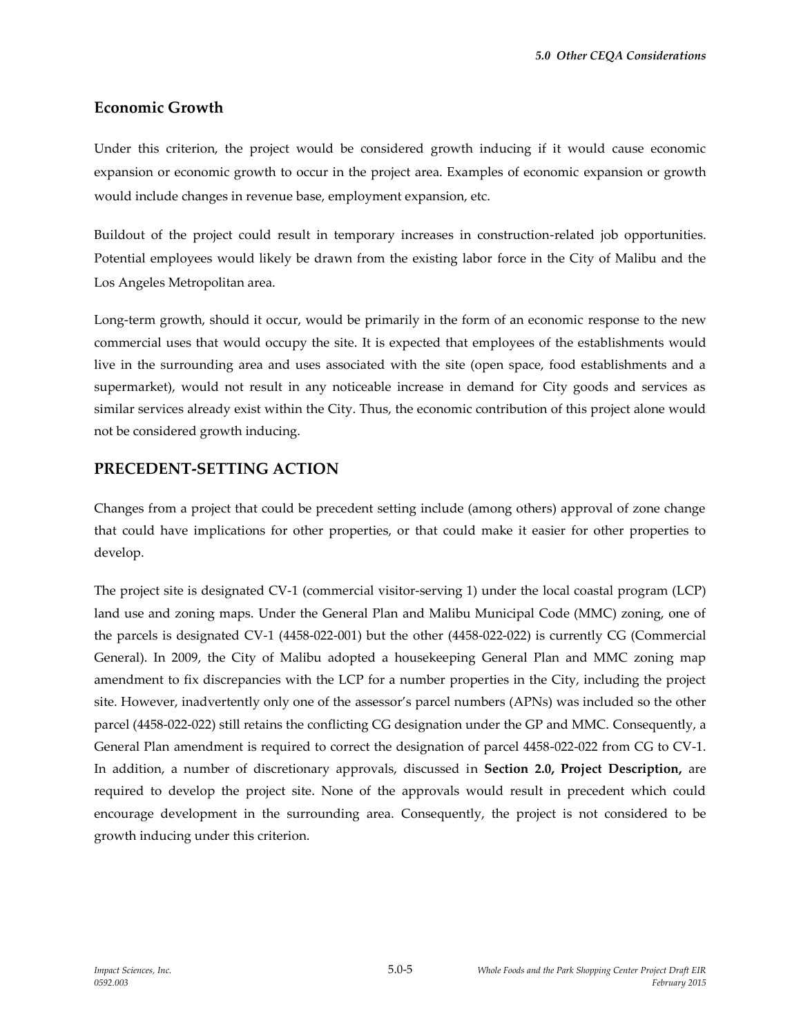### Economic Growth

Under this criterion, the project would be considered growth inducing if it would cause economic expansion or economic growth to occur in the project area. Examples of economic expansion or growth would include changes in revenue base, employment expansion, etc.

Buildout of the project could result in temporary increases in construction-related job opportunities. Potential employees would likely be drawn from the existing labor force in the City of Malibu and the Los Angeles Metropolitan area.

Long-term growth, should it occur, would be primarily in the form of an economic response to the new commercial uses that would occupy the site. It is expected that employees of the establishments would live in the surrounding area and uses associated with the site (open space, food establishments and a supermarket), would not result in any noticeable increase in demand for City goods and services as similar services already exist within the City. Thus, the economic contribution of this project alone would not be considered growth inducing.

## PRECEDENT-SETTING ACTION

Changes from a project that could be precedent setting include (among others) approval of zone change that could have implications for other properties, or that could make it easier for other properties to develop.

The project site is designated CV-1 (commercial visitor-serving 1) under the local coastal program (LCP) land use and zoning maps. Under the General Plan and Malibu Municipal Code (MMC) zoning, one of the parcels is designated CV-1 (4458-022-001) but the other (4458-022-022) is currently CG (Commercial General). In 2009, the City of Malibu adopted a housekeeping General Plan and MMC zoning map amendment to fix discrepancies with the LCP for a number properties in the City, including the project site. However, inadvertently only one of the assessor's parcel numbers (APNs) was included so the other parcel (4458-022-022) still retains the conflicting CG designation under the GP and MMC. Consequently, a General Plan amendment is required to correct the designation of parcel 4458-022-022 from CG to CV-1. In addition, a number of discretionary approvals, discussed in **Section 2.0, Project Description,** are required to develop the project site. None of the approvals would result in precedent which could encourage development in the surrounding area. Consequently, the project is not considered to be growth inducing under this criterion.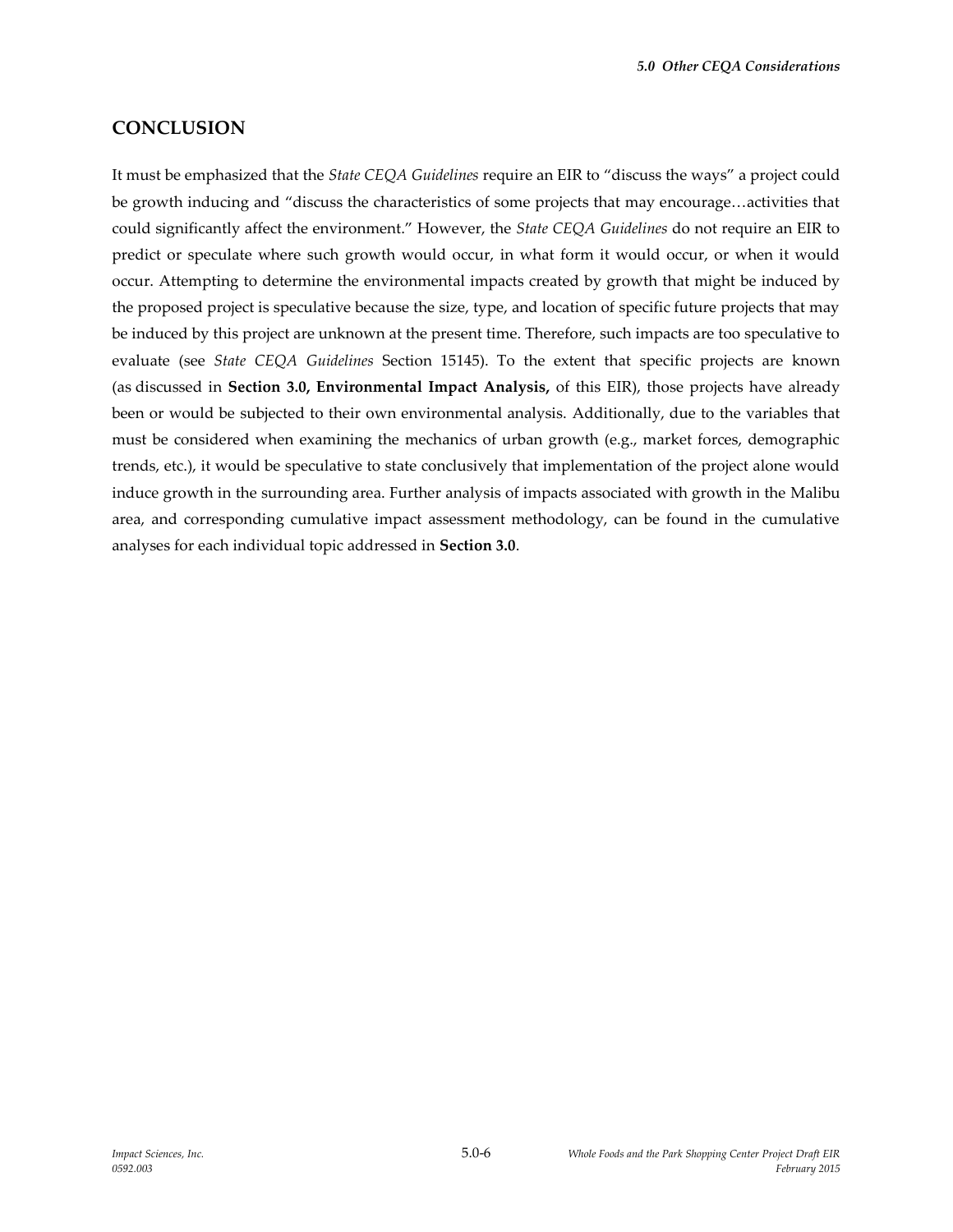## CONCLUSION

It must be emphasized that the *State CEQA Guidelines* require an EIR to "discuss the ways" a project could be growth inducing and "discuss the characteristics of some projects that may encourage…activities that could significantly affect the environment." However, the *State CEQA Guidelines* do not require an EIR to predict or speculate where such growth would occur, in what form it would occur, or when it would occur. Attempting to determine the environmental impacts created by growth that might be induced by the proposed project is speculative because the size, type, and location of specific future projects that may be induced by this project are unknown at the present time. Therefore, such impacts are too speculative to evaluate (see *State CEQA Guidelines* Section 15145). To the extent that specific projects are known (as discussed in **Section 3.0, Environmental Impact Analysis,** of this EIR), those projects have already been or would be subjected to their own environmental analysis. Additionally, due to the variables that must be considered when examining the mechanics of urban growth (e.g., market forces, demographic trends, etc.), it would be speculative to state conclusively that implementation of the project alone would induce growth in the surrounding area. Further analysis of impacts associated with growth in the Malibu area, and corresponding cumulative impact assessment methodology, can be found in the cumulative analyses for each individual topic addressed in **Section 3.0**.